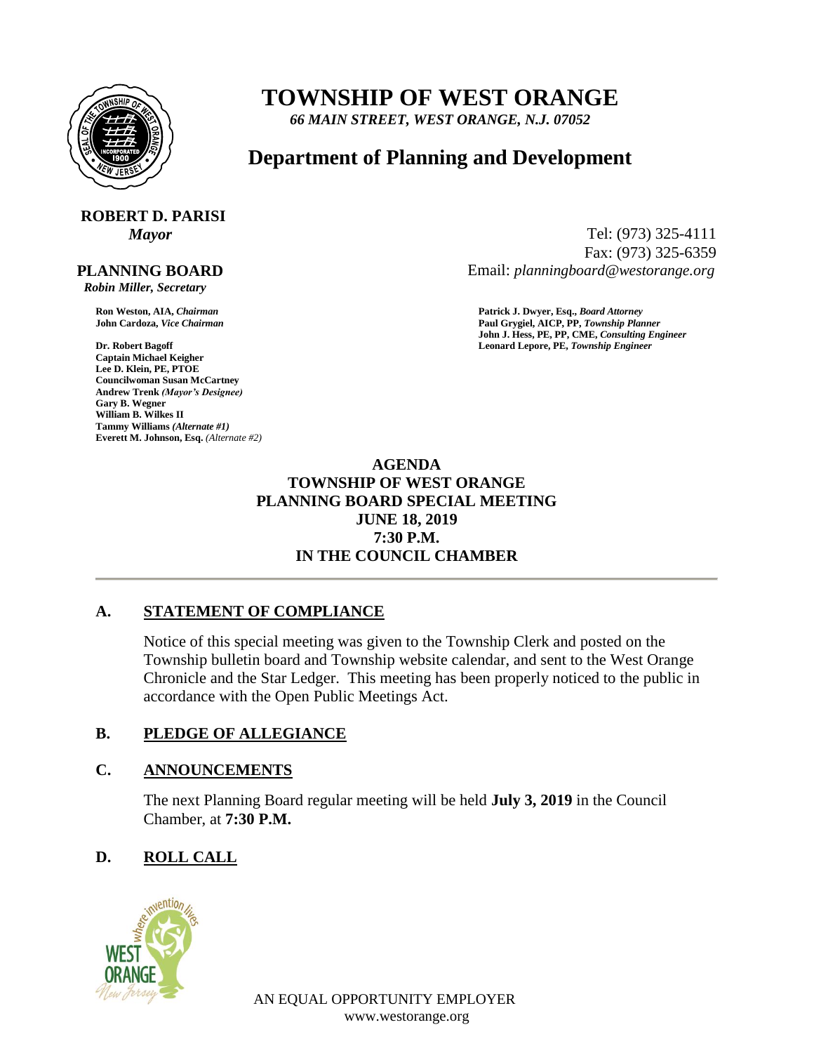# TOWNSHIP OF WEST ORANGE

*66 MAIN STREET, WEST ORANGE, N.J. 07052*

## Department of Planning and Development

**ROBERT D. PARISI**
*Mayor*

Tel: (973) 325-4111
Fax: (973) 325-6359
Email: *planningboard@westorange.org*

**PLANNING BOARD**
*Robin Miller, Secretary*

**Ron Weston, AIA,** ***Chairman***
**John Cardoza,** ***Vice Chairman***

**Dr. Robert Bagoff**
**Captain Michael Keigher**
**Lee D. Klein, PE, PTOE**
**Councilwoman Susan McCartney**
**Andrew Trenk** ***(Mayor's Designee)***
**Gary B. Wegner**
**William B. Wilkes II**
**Tammy Williams** ***(Alternate #1)***
**Everett M. Johnson, Esq.** *(Alternate #2)*

**Patrick J. Dwyer, Esq.,** ***Board Attorney***
**Paul Grygiel, AICP, PP,** ***Township Planner***
**John J. Hess, PE, PP, CME,** ***Consulting Engineer***
**Leonard Lepore, PE,** ***Township Engineer***

**AGENDA**
**TOWNSHIP OF WEST ORANGE**
**PLANNING BOARD SPECIAL MEETING**
**JUNE 18, 2019**
**7:30 P.M.**
**IN THE COUNCIL CHAMBER**

---

### A. STATEMENT OF COMPLIANCE

Notice of this special meeting was given to the Township Clerk and posted on the Township bulletin board and Township website calendar, and sent to the West Orange Chronicle and the Star Ledger. This meeting has been properly noticed to the public in accordance with the Open Public Meetings Act.

### B. PLEDGE OF ALLEGIANCE

### C. ANNOUNCEMENTS

The next Planning Board regular meeting will be held **July 3, 2019** in the Council Chamber, at **7:30 P.M.**

### D. ROLL CALL

AN EQUAL OPPORTUNITY EMPLOYER
www.westorange.org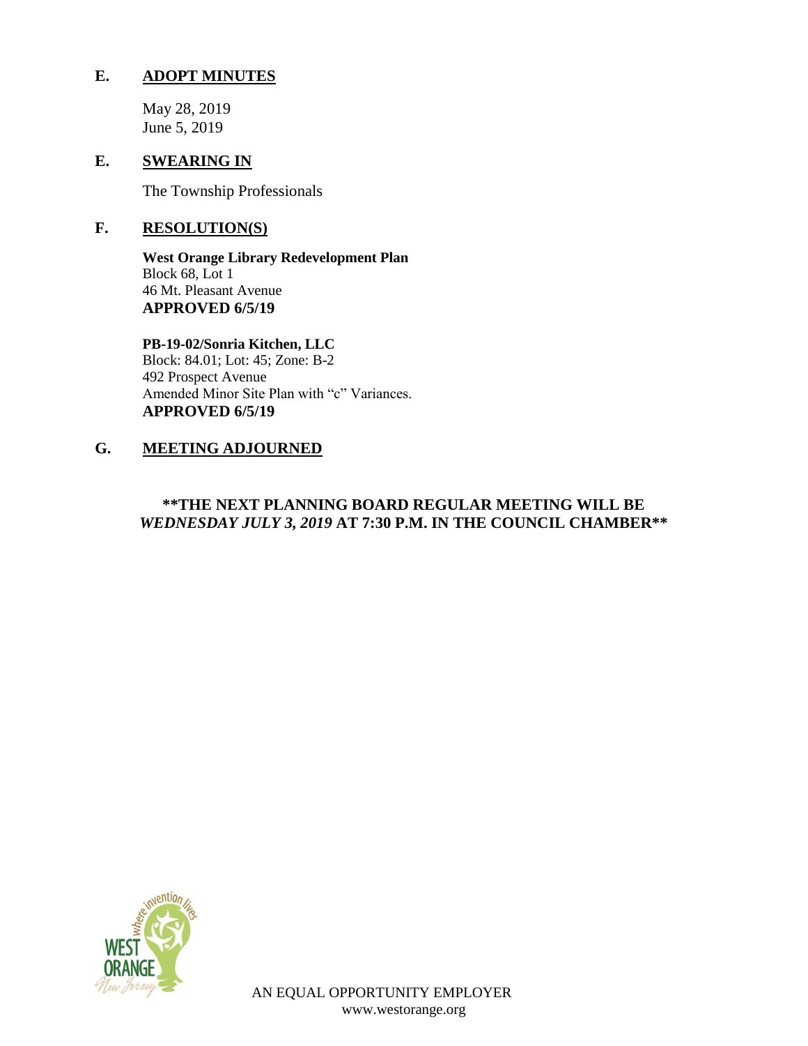## E. ADOPT MINUTES

May 28, 2019
June 5, 2019

## E. SWEARING IN

The Township Professionals

## F. RESOLUTION(S)

**West Orange Library Redevelopment Plan**
Block 68, Lot 1
46 Mt. Pleasant Avenue
**APPROVED 6/5/19**

**PB-19-02/Sonria Kitchen, LLC**
Block: 84.01; Lot: 45; Zone: B-2
492 Prospect Avenue
Amended Minor Site Plan with "c" Variances.
**APPROVED 6/5/19**

## G. MEETING ADJOURNED

**\*\*THE NEXT PLANNING BOARD REGULAR MEETING WILL BE *WEDNESDAY JULY 3, 2019* AT 7:30 P.M. IN THE COUNCIL CHAMBER\*\***

AN EQUAL OPPORTUNITY EMPLOYER
www.westorange.org